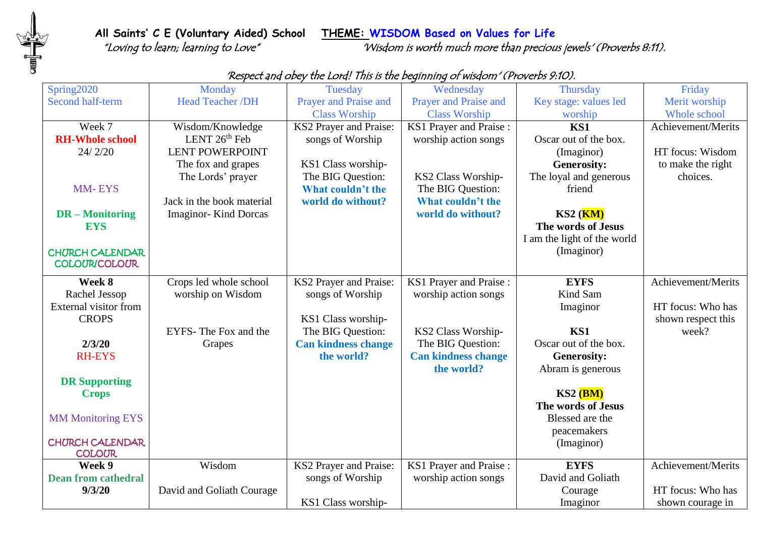**All Saints' C E (Voluntary Aided) School** **THEME: WISDOM Based on Values for Life**

*"Loving to learn; learning to Love"* *'Wisdom is worth much more than precious jewels' (Proverbs 8:11).*

*'Respect and obey the Lord! This is the beginning of wisdom' (Proverbs 9:10).*

| Spring2020 Second half-term | Monday Head Teacher /DH | Tuesday Prayer and Praise and Class Worship | Wednesday Prayer and Praise and Class Worship | Thursday Key stage: values led worship | Friday Merit worship Whole school |
|---|---|---|---|---|---|
| Week 7<br>**RH-Whole school**<br>24/ 2/20<br><br>MM- EYS<br><br>**DR – Monitoring EYS**<br><br>CHURCH CALENDAR COLOUR/COLOUR | Wisdom/Knowledge<br>LENT 26th Feb<br>LENT POWERPOINT<br>The fox and grapes<br>The Lords' prayer<br><br>Jack in the book material<br>Imaginor- Kind Dorcas | KS2 Prayer and Praise: songs of Worship<br><br>KS1 Class worship- The BIG Question: **What couldn't the world do without?** | KS1 Prayer and Praise : worship action songs<br><br>KS2 Class Worship- The BIG Question: **What couldn't the world do without?** | **KS1**<br>Oscar out of the box. (Imaginor)<br>**Generosity:**<br>The loyal and generous friend<br><br>**KS2 (KM)**<br>**The words of Jesus**<br>I am the light of the world (Imaginor) | Achievement/Merits<br><br>HT focus: Wisdom to make the right choices. |
| **Week 8**<br>Rachel Jessop<br>External visitor from CROPS<br><br>**2/3/20**<br>RH-EYS<br><br>**DR Supporting Crops**<br><br>MM Monitoring EYS<br><br>CHURCH CALENDAR COLOUR | Crops led whole school worship on Wisdom<br><br>EYFS- The Fox and the Grapes | KS2 Prayer and Praise: songs of Worship<br><br>KS1 Class worship- The BIG Question: **Can kindness change the world?** | KS1 Prayer and Praise : worship action songs<br><br>KS2 Class Worship- The BIG Question: **Can kindness change the world?** | **EYFS**<br>Kind Sam<br>Imaginor<br><br>**KS1**<br>Oscar out of the box.<br>**Generosity:**<br>Abram is generous<br><br>**KS2 (BM)**<br>**The words of Jesus**<br>Blessed are the peacemakers<br>(Imaginor) | Achievement/Merits<br><br>HT focus: Who has shown respect this week? |
| **Week 9**<br>**Dean from cathedral**<br>**9/3/20** | Wisdom<br><br>David and Goliath Courage | KS2 Prayer and Praise: songs of Worship<br><br>KS1 Class worship- | KS1 Prayer and Praise : worship action songs | **EYFS**<br>David and Goliath<br>Courage<br>Imaginor | Achievement/Merits<br><br>HT focus: Who has shown courage in |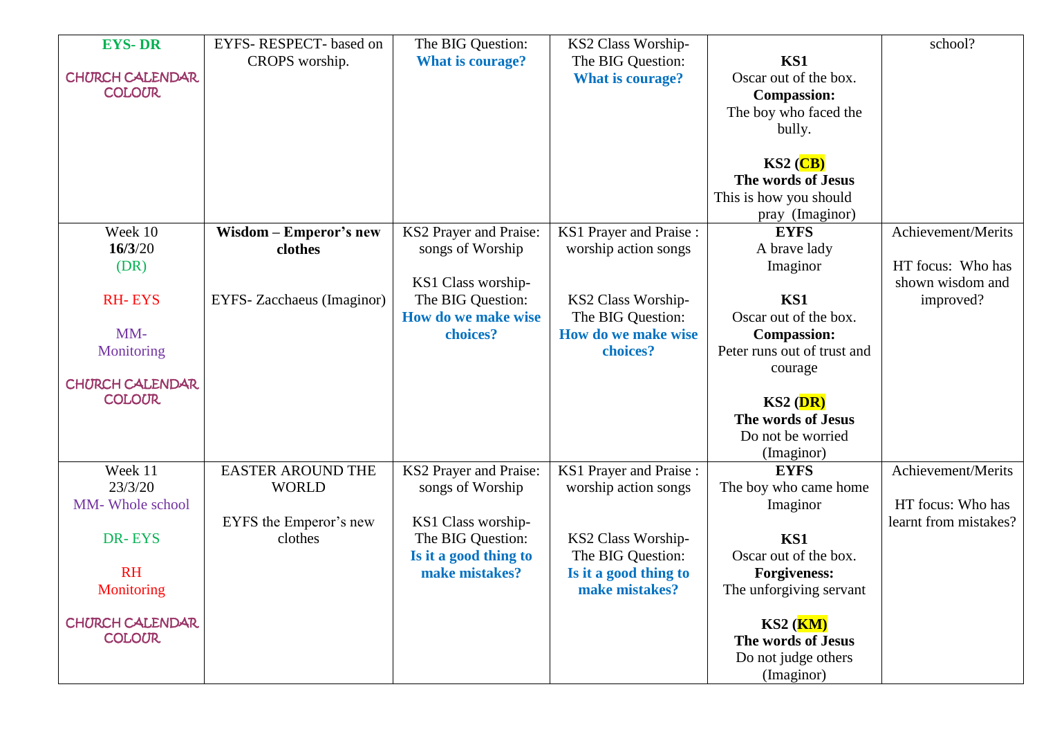| | | | | | |
|---|---|---|---|---|---|
| **EYS- DR**<br><br>CHURCH CALENDAR COLOUR | EYFS- RESPECT- based on CROPS worship. | The BIG Question:<br>**What is courage?** | KS2 Class Worship-<br>The BIG Question:<br>**What is courage?** | **KS1**<br>Oscar out of the box.<br>**Compassion:**<br>The boy who faced the bully.<br><br>**KS2 (CB)**<br>**The words of Jesus**<br>This is how you should pray (Imaginor) | school? |
| Week 10<br>**16/3**/20<br>(DR)<br><br>RH- EYS<br><br>MM-<br>Monitoring<br><br>CHURCH CALENDAR COLOUR | **Wisdom – Emperor's new clothes**<br><br>EYFS- Zacchaeus (Imaginor) | KS2 Prayer and Praise: songs of Worship<br><br>KS1 Class worship-<br>The BIG Question:<br>**How do we make wise choices?** | KS1 Prayer and Praise : worship action songs<br><br>KS2 Class Worship-<br>The BIG Question:<br>**How do we make wise choices?** | **EYFS**<br>A brave lady<br>Imaginor<br><br>**KS1**<br>Oscar out of the box.<br>**Compassion:**<br>Peter runs out of trust and courage<br><br>**KS2 (DR)**<br>**The words of Jesus**<br>Do not be worried<br>(Imaginor) | Achievement/Merits<br><br>HT focus: Who has shown wisdom and improved? |
| Week 11<br>23/3/20<br>MM- Whole school<br><br>DR- EYS<br><br>RH<br>Monitoring<br><br>CHURCH CALENDAR COLOUR | EASTER AROUND THE WORLD<br><br>EYFS the Emperor's new clothes | KS2 Prayer and Praise: songs of Worship<br><br>KS1 Class worship-<br>The BIG Question:<br>**Is it a good thing to make mistakes?** | KS1 Prayer and Praise : worship action songs<br><br>KS2 Class Worship-<br>The BIG Question:<br>**Is it a good thing to make mistakes?** | **EYFS**<br>The boy who came home<br>Imaginor<br><br>**KS1**<br>Oscar out of the box.<br>**Forgiveness:**<br>The unforgiving servant<br><br>**KS2 (KM)**<br>**The words of Jesus**<br>Do not judge others<br>(Imaginor) | Achievement/Merits<br><br>HT focus: Who has learnt from mistakes? |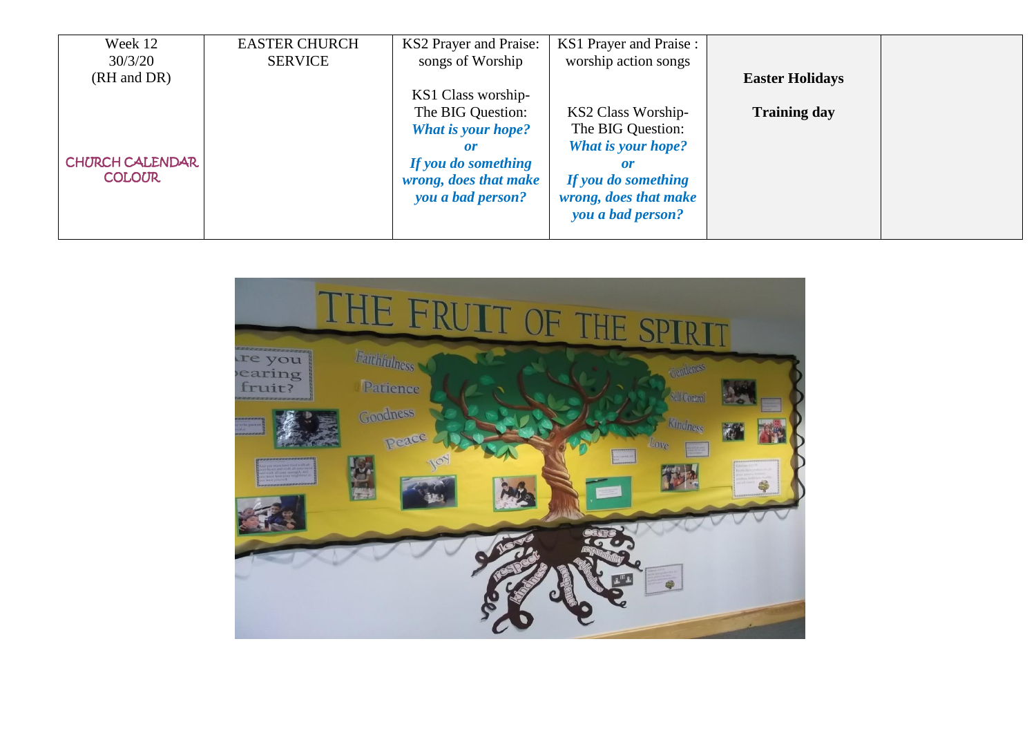| | | | | | |
|---|---|---|---|---|---|
| Week 12<br>30/3/20<br>(RH and DR)<br><br>CHURCH CALENDAR COLOUR | EASTER CHURCH SERVICE | KS2 Prayer and Praise: songs of Worship<br><br>KS1 Class worship- The BIG Question:<br>***What is your hope? or If you do something wrong, does that make you a bad person?*** | KS1 Prayer and Praise : worship action songs<br><br>KS2 Class Worship- The BIG Question:<br>***What is your hope? or If you do something wrong, does that make you a bad person?*** | **Easter Holidays**<br><br>**Training day** | |